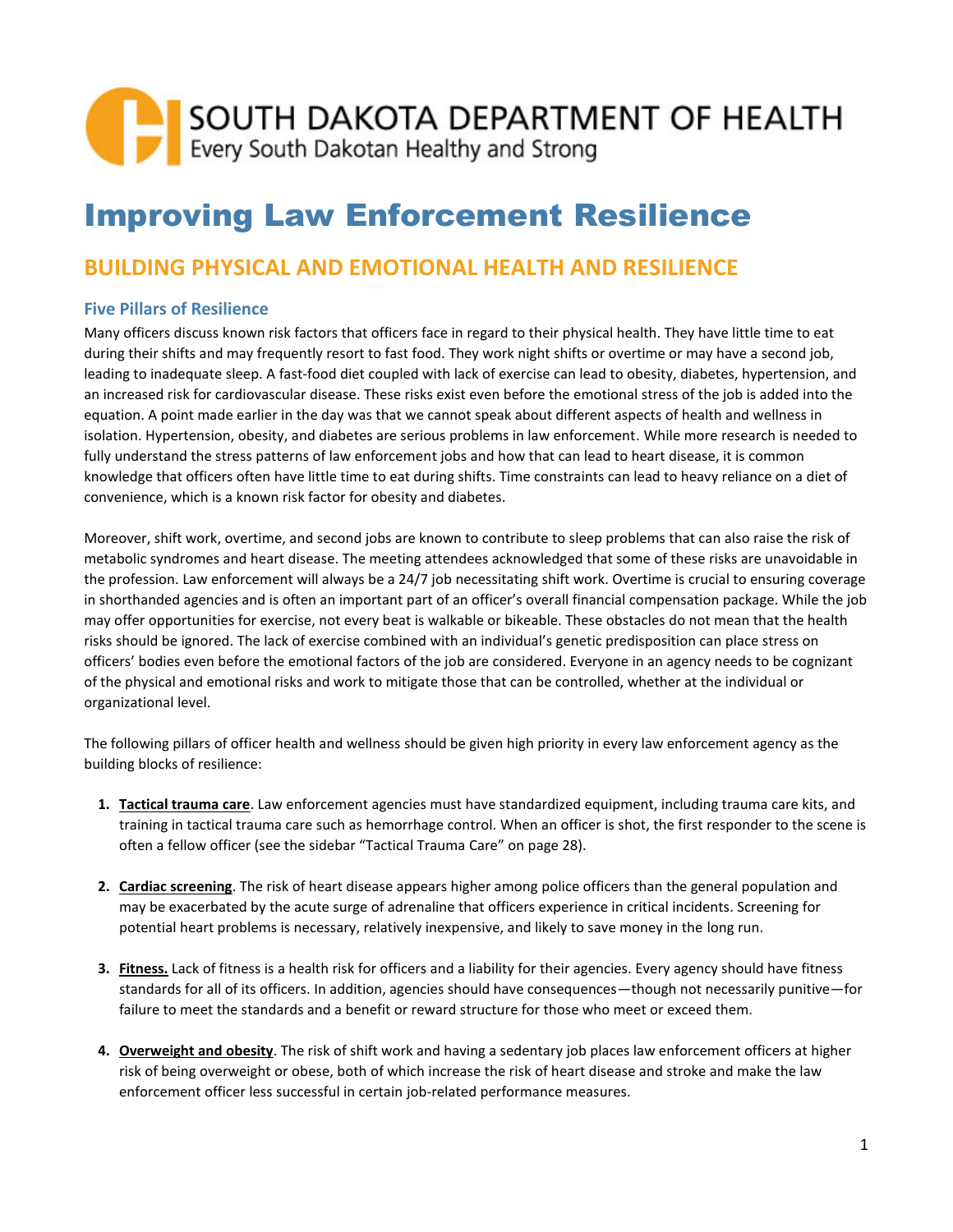SOUTH DAKOTA DEPARTMENT OF HEALTH
Every South Dakotan Healthy and Strong

# Improving Law Enforcement Resilience

## BUILDING PHYSICAL AND EMOTIONAL HEALTH AND RESILIENCE

### Five Pillars of Resilience

Many officers discuss known risk factors that officers face in regard to their physical health. They have little time to eat during their shifts and may frequently resort to fast food. They work night shifts or overtime or may have a second job, leading to inadequate sleep. A fast-food diet coupled with lack of exercise can lead to obesity, diabetes, hypertension, and an increased risk for cardiovascular disease. These risks exist even before the emotional stress of the job is added into the equation. A point made earlier in the day was that we cannot speak about different aspects of health and wellness in isolation. Hypertension, obesity, and diabetes are serious problems in law enforcement. While more research is needed to fully understand the stress patterns of law enforcement jobs and how that can lead to heart disease, it is common knowledge that officers often have little time to eat during shifts. Time constraints can lead to heavy reliance on a diet of convenience, which is a known risk factor for obesity and diabetes.

Moreover, shift work, overtime, and second jobs are known to contribute to sleep problems that can also raise the risk of metabolic syndromes and heart disease. The meeting attendees acknowledged that some of these risks are unavoidable in the profession. Law enforcement will always be a 24/7 job necessitating shift work. Overtime is crucial to ensuring coverage in shorthanded agencies and is often an important part of an officer's overall financial compensation package. While the job may offer opportunities for exercise, not every beat is walkable or bikeable. These obstacles do not mean that the health risks should be ignored. The lack of exercise combined with an individual's genetic predisposition can place stress on officers' bodies even before the emotional factors of the job are considered. Everyone in an agency needs to be cognizant of the physical and emotional risks and work to mitigate those that can be controlled, whether at the individual or organizational level.

The following pillars of officer health and wellness should be given high priority in every law enforcement agency as the building blocks of resilience:

1. **Tactical trauma care**. Law enforcement agencies must have standardized equipment, including trauma care kits, and training in tactical trauma care such as hemorrhage control. When an officer is shot, the first responder to the scene is often a fellow officer (see the sidebar "Tactical Trauma Care" on page 28).

2. **Cardiac screening**. The risk of heart disease appears higher among police officers than the general population and may be exacerbated by the acute surge of adrenaline that officers experience in critical incidents. Screening for potential heart problems is necessary, relatively inexpensive, and likely to save money in the long run.

3. **Fitness.** Lack of fitness is a health risk for officers and a liability for their agencies. Every agency should have fitness standards for all of its officers. In addition, agencies should have consequences—though not necessarily punitive—for failure to meet the standards and a benefit or reward structure for those who meet or exceed them.

4. **Overweight and obesity**. The risk of shift work and having a sedentary job places law enforcement officers at higher risk of being overweight or obese, both of which increase the risk of heart disease and stroke and make the law enforcement officer less successful in certain job-related performance measures.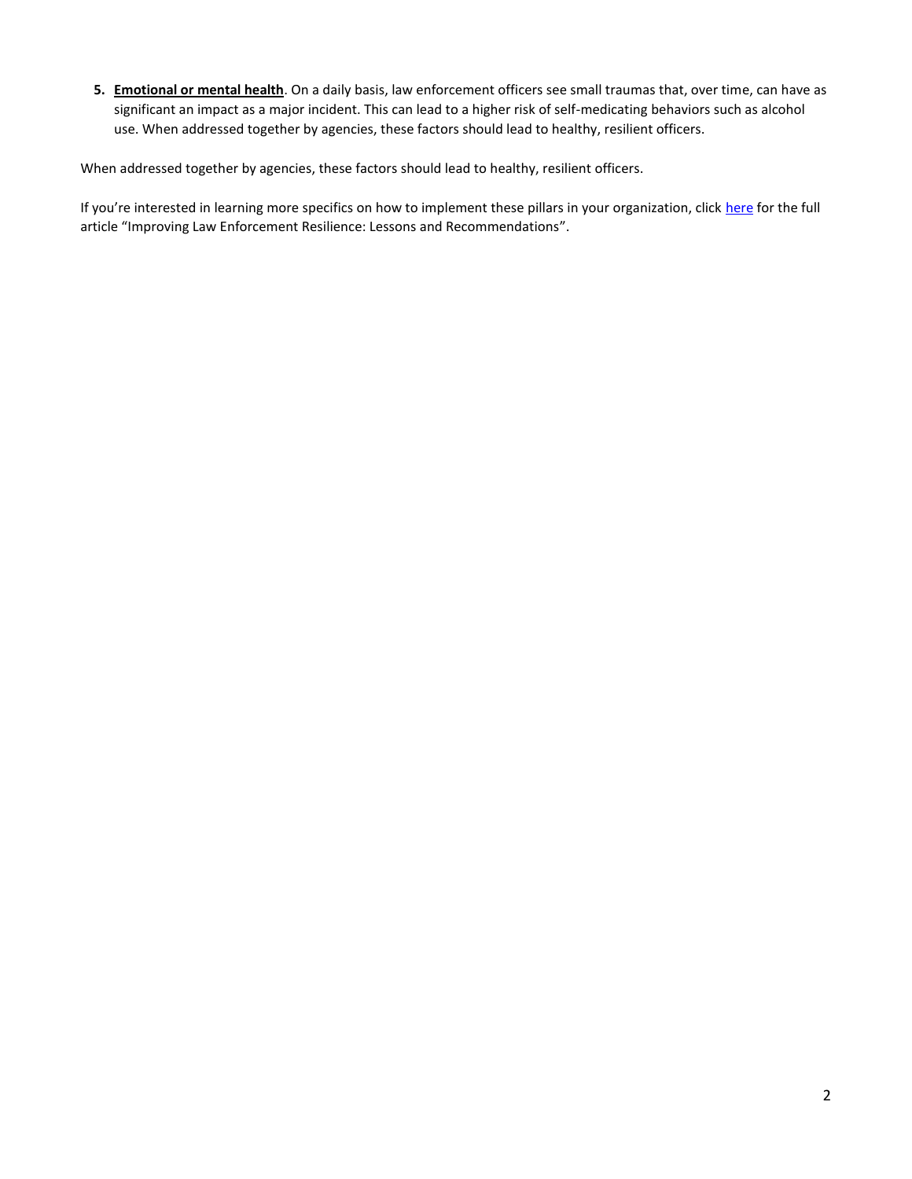5. **Emotional or mental health**. On a daily basis, law enforcement officers see small traumas that, over time, can have as significant an impact as a major incident. This can lead to a higher risk of self-medicating behaviors such as alcohol use. When addressed together by agencies, these factors should lead to healthy, resilient officers.

When addressed together by agencies, these factors should lead to healthy, resilient officers.

If you're interested in learning more specifics on how to implement these pillars in your organization, click here for the full article "Improving Law Enforcement Resilience: Lessons and Recommendations".